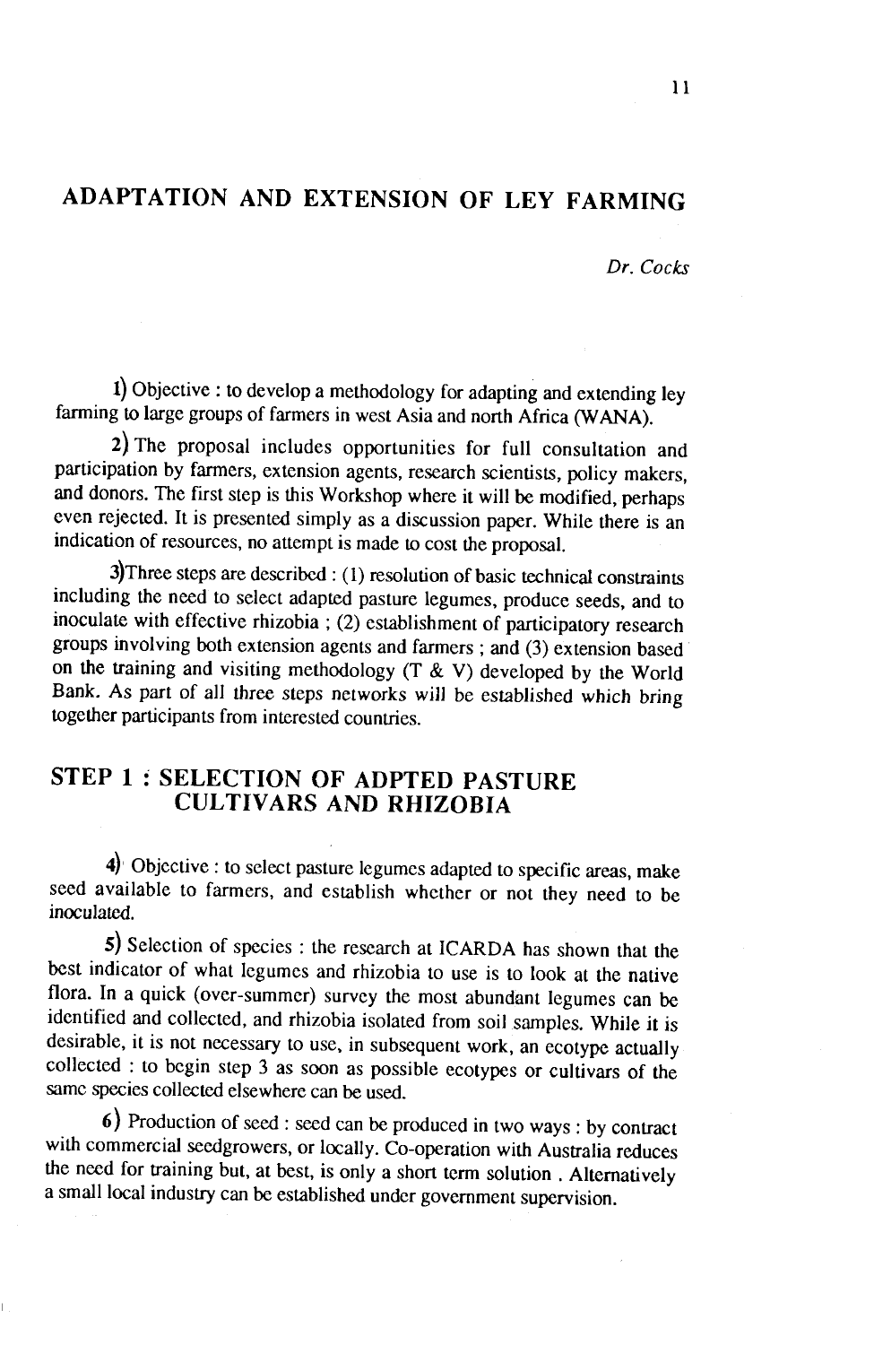# ADAPTATION AND EXTENSION OF LEY FARMING

*Dr. Cocks*

1) Objective : to develop a methodology for adapting and extending ley farming to large groups of farmers in west Asia and north Africa (WANA).

2) The proposal includes opportunities for full consultation and participation by farmers, extension agents, research scientists, policy makers, and donors. The first step is this Workshop where it will be modified, perhaps even rejected. It is presented simply as a discussion paper. While there is an indication of resources, no attempt is made to cost the proposal.

3) Three steps are described : (1) resolution of basic technical constraints including the need to select adapted pasture legumes, produce seeds, and to inoculate with effective rhizobia ; (2) establishment of participatory research groups involving both extension agents and farmers ; and (3) extension based on the training and visiting methodology (T & V) developed by the World Bank. As part of all three steps networks will be established which bring together participants from interested countries.

## STEP 1 : SELECTION OF ADPTED PASTURE CULTIVARS AND RHIZOBIA

4) Objective : to select pasture legumes adapted to specific areas, make seed available to farmers, and establish whether or not they need to be inoculated.

5) Selection of species : the research at ICARDA has shown that the best indicator of what legumes and rhizobia to use is to look at the native flora. In a quick (over-summer) survey the most abundant legumes can be identified and collected, and rhizobia isolated from soil samples. While it is desirable, it is not necessary to use, in subsequent work, an ecotype actually collected : to begin step 3 as soon as possible ecotypes or cultivars of the same species collected elsewhere can be used.

6) Production of seed : seed can be produced in two ways : by contract with commercial seedgrowers, or locally. Co-operation with Australia reduces the need for training but, at best, is only a short term solution . Alternatively a small local industry can be established under government supervision.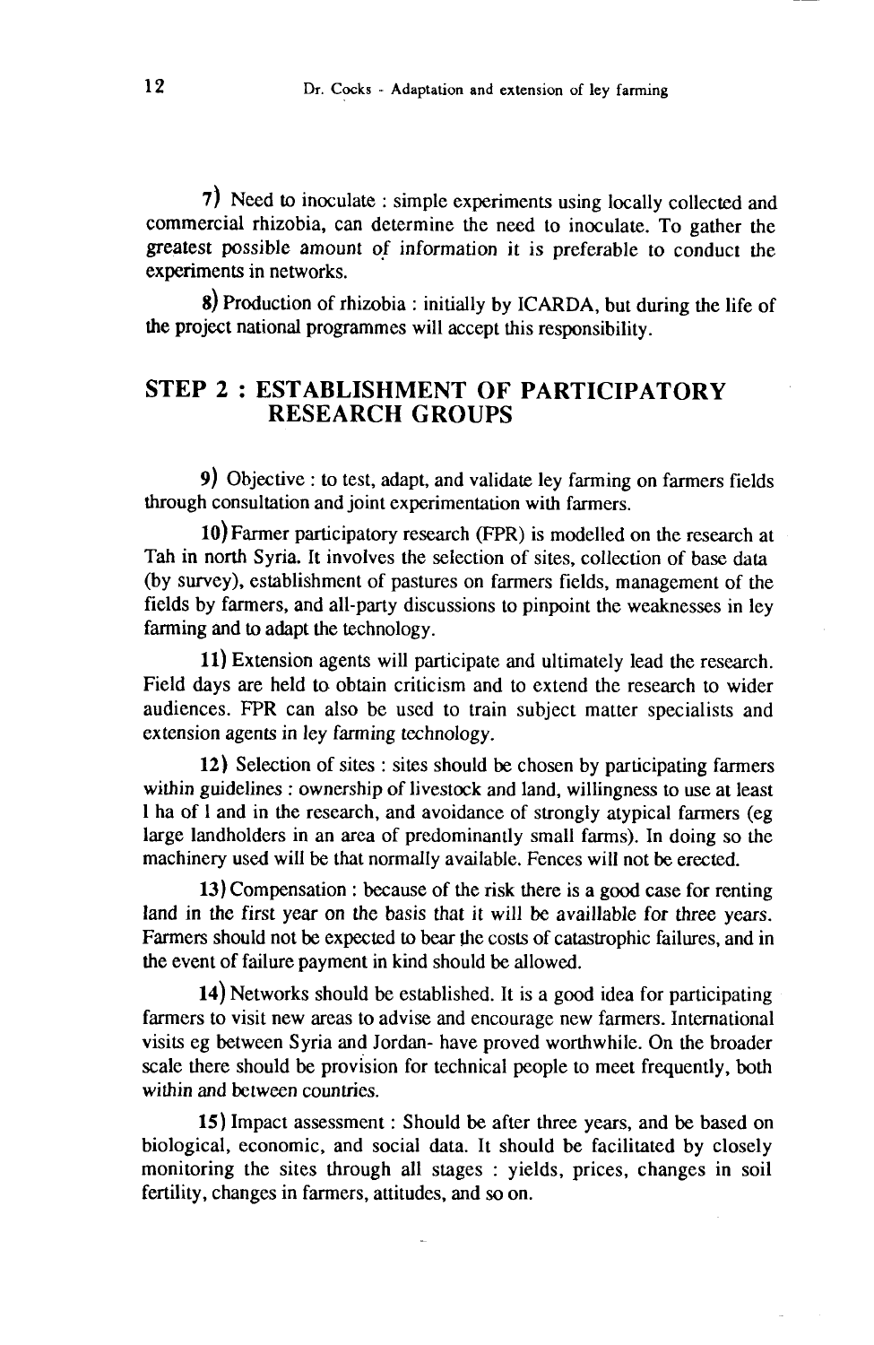7) Need to inoculate : simple experiments using locally collected and commercial rhizobia, can determine the need to inoculate. To gather the greatest possible amount of information it is preferable to conduct the experiments in networks.

8) Production of rhizobia : initially by ICARDA, but during the life of the project national programmes will accept this responsibility.

## STEP 2 : ESTABLISHMENT OF PARTICIPATORY RESEARCH GROUPS

9) Objective : to test, adapt, and validate ley farming on farmers fields through consultation and joint experimentation with farmers.

10) Farmer participatory research (FPR) is modelled on the research at Tah in north Syria. It involves the selection of sites, collection of base data (by survey), establishment of pastures on farmers fields, management of the fields by farmers, and all-party discussions to pinpoint the weaknesses in ley farming and to adapt the technology.

11) Extension agents will participate and ultimately lead the research. Field days are held to obtain criticism and to extend the research to wider audiences. FPR can also be used to train subject matter specialists and extension agents in ley farming technology.

12) Selection of sites : sites should be chosen by participating farmers within guidelines : ownership of livestock and land, willingness to use at least 1 ha of 1 and in the research, and avoidance of strongly atypical farmers (eg large landholders in an area of predominantly small farms). In doing so the machinery used will be that normally available. Fences will not be erected.

13) Compensation : because of the risk there is a good case for renting land in the first year on the basis that it will be availlable for three years. Farmers should not be expected to bear the costs of catastrophic failures, and in the event of failure payment in kind should be allowed.

14) Networks should be established. It is a good idea for participating farmers to visit new areas to advise and encourage new farmers. International visits eg between Syria and Jordan- have proved worthwhile. On the broader scale there should be provision for technical people to meet frequently, both within and between countries.

15) Impact assessment : Should be after three years, and be based on biological, economic, and social data. It should be facilitated by closely monitoring the sites through all stages : yields, prices, changes in soil fertility, changes in farmers, attitudes, and so on.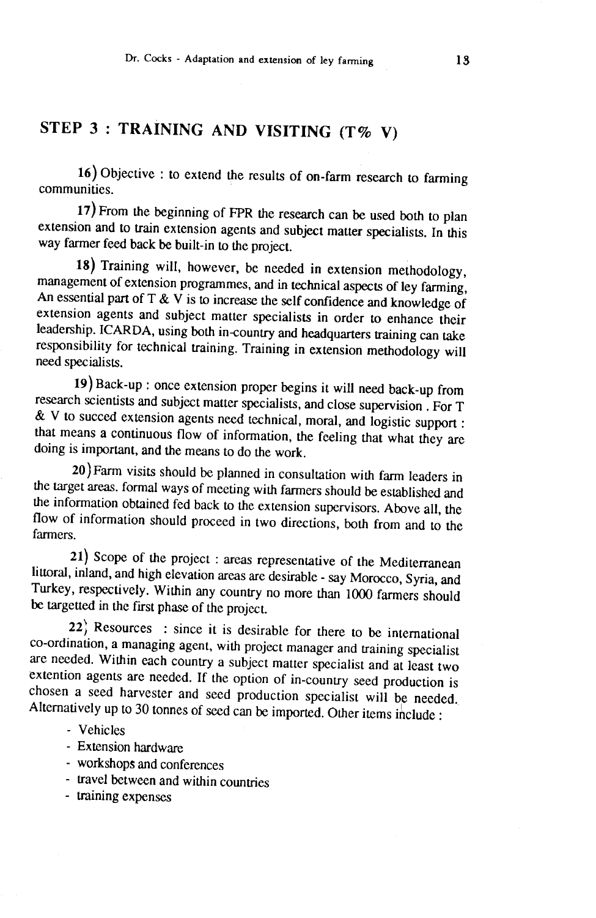## STEP 3 : TRAINING AND VISITING (T% V)

16) Objective : to extend the results of on-farm research to farming communities.

17) From the beginning of FPR the research can be used both to plan extension and to train extension agents and subject matter specialists. In this way farmer feed back be built-in to the project.

18) Training will, however, be needed in extension methodology, management of extension programmes, and in technical aspects of ley farming, An essential part of T & V is to increase the self confidence and knowledge of extension agents and subject matter specialists in order to enhance their leadership. ICARDA, using both in-country and headquarters training can take responsibility for technical training. Training in extension methodology will need specialists.

19) Back-up : once extension proper begins it will need back-up from research scientists and subject matter specialists, and close supervision . For T & V to succed extension agents need technical, moral, and logistic support : that means a continuous flow of information, the feeling that what they are doing is important, and the means to do the work.

20) Farm visits should be planned in consultation with farm leaders in the target areas. formal ways of meeting with farmers should be established and the information obtained fed back to the extension supervisors. Above all, the flow of information should proceed in two directions, both from and to the farmers.

21) Scope of the project : areas representative of the Mediterranean littoral, inland, and high elevation areas are desirable - say Morocco, Syria, and Turkey, respectively. Within any country no more than 1000 farmers should be targetted in the first phase of the project.

22) Resources : since it is desirable for there to be international co-ordination, a managing agent, with project manager and training specialist are needed. Within each country a subject matter specialist and at least two extention agents are needed. If the option of in-country seed production is chosen a seed harvester and seed production specialist will be needed. Alternatively up to 30 tonnes of seed can be imported. Other items include :

- Vehicles
- Extension hardware
- workshops and conferences
- travel between and within countries
- training expenses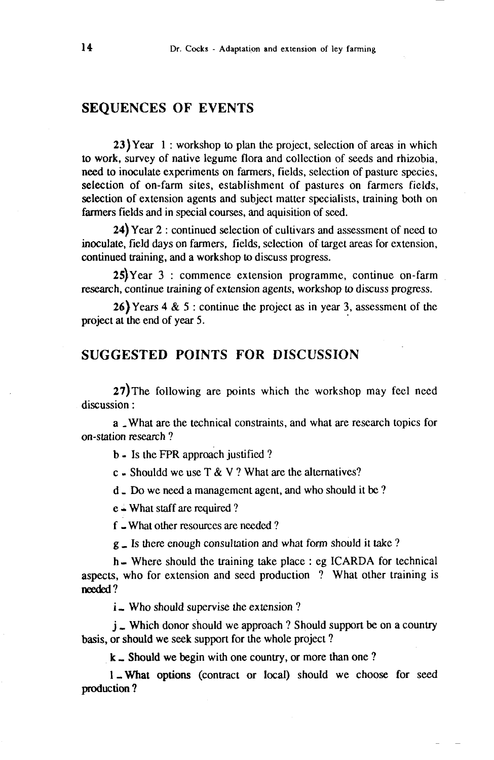## SEQUENCES OF EVENTS

**23)** Year 1 : workshop to plan the project, selection of areas in which to work, survey of native legume flora and collection of seeds and rhizobia, need to inoculate experiments on farmers, fields, selection of pasture species, selection of on-farm sites, establishment of pastures on farmers fields, selection of extension agents and subject matter specialists, training both on farmers fields and in special courses, and aquisition of seed.

**24)** Year 2 : continued selection of cultivars and assessment of need to inoculate, field days on farmers, fields, selection of target areas for extension, continued training, and a workshop to discuss progress.

**25)** Year 3 : commence extension programme, continue on-farm research, continue training of extension agents, workshop to discuss progress.

**26)** Years 4 & 5 : continue the project as in year 3, assessment of the project at the end of year 5.

## SUGGESTED POINTS FOR DISCUSSION

**27)** The following are points which the workshop may feel need discussion :

a - What are the technical constraints, and what are research topics for on-station research ?

b - Is the FPR approach justified ?

c - Shouldd we use T & V ? What are the alternatives?

d - Do we need a management agent, and who should it be ?

e - What staff are required ?

f - What other resources are needed ?

g - Is there enough consultation and what form should it take ?

h - Where should the training take place : eg ICARDA for technical aspects, who for extension and seed production ? What other training is needed ?

i - Who should supervise the extension ?

j - Which donor should we approach ? Should support be on a country basis, or should we seek support for the whole project ?

k - Should we begin with one country, or more than one ?

l - What options (contract or local) should we choose for seed production ?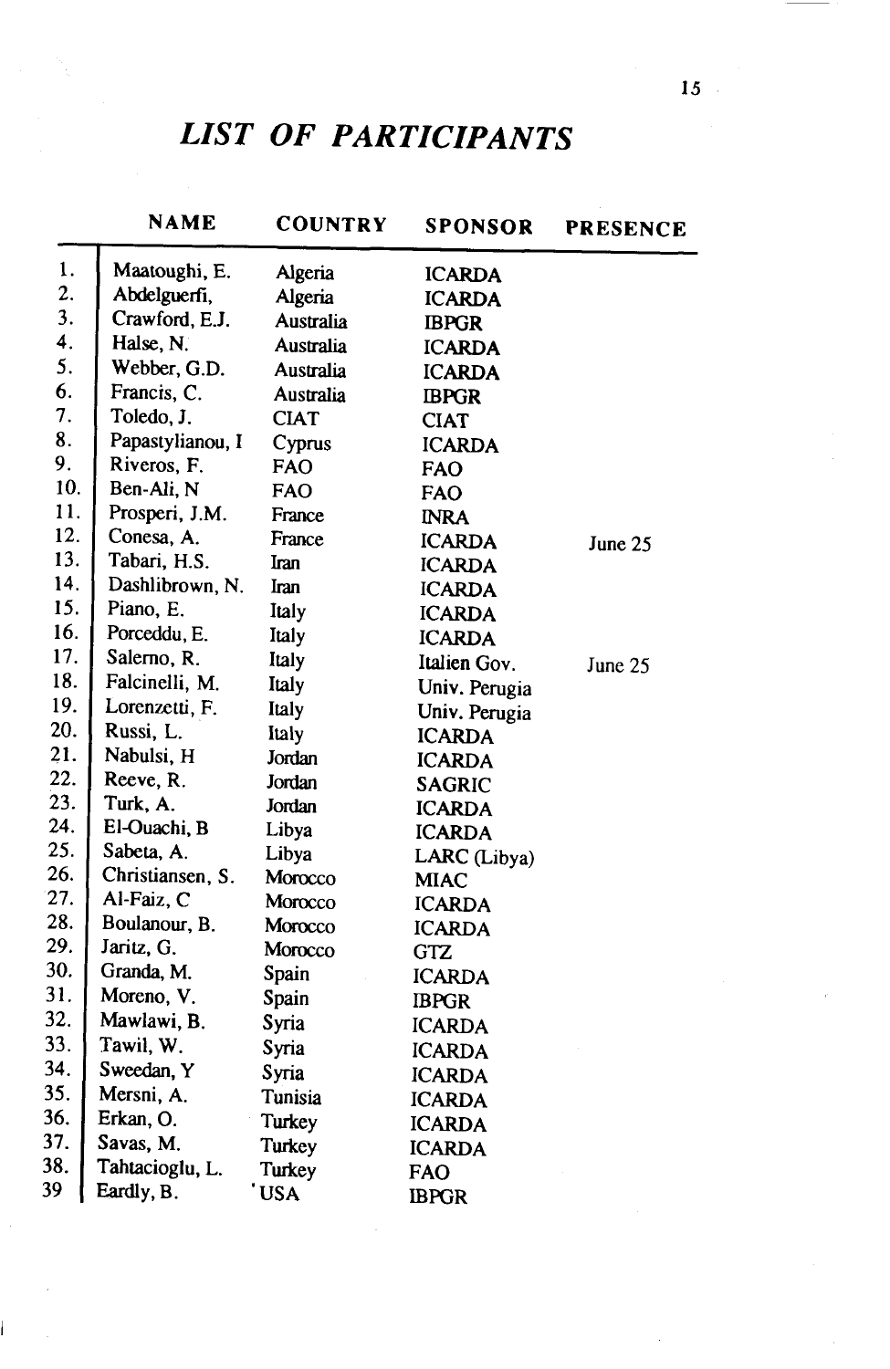# *LIST OF PARTICIPANTS*

| | NAME | COUNTRY | SPONSOR | PRESENCE |
|---|---|---|---|---|
| 1. | Maatoughi, E. | Algeria | ICARDA | |
| 2. | Abdelguerfi, | Algeria | ICARDA | |
| 3. | Crawford, E.J. | Australia | IBPGR | |
| 4. | Halse, N. | Australia | ICARDA | |
| 5. | Webber, G.D. | Australia | ICARDA | |
| 6. | Francis, C. | Australia | IBPGR | |
| 7. | Toledo, J. | CIAT | CIAT | |
| 8. | Papastylianou, I | Cyprus | ICARDA | |
| 9. | Riveros, F. | FAO | FAO | |
| 10. | Ben-Ali, N | FAO | FAO | |
| 11. | Prosperi, J.M. | France | INRA | |
| 12. | Conesa, A. | France | ICARDA | June 25 |
| 13. | Tabari, H.S. | Iran | ICARDA | |
| 14. | Dashlibrown, N. | Iran | ICARDA | |
| 15. | Piano, E. | Italy | ICARDA | |
| 16. | Porceddu, E. | Italy | ICARDA | |
| 17. | Salerno, R. | Italy | Italien Gov. | June 25 |
| 18. | Falcinelli, M. | Italy | Univ. Perugia | |
| 19. | Lorenzetti, F. | Italy | Univ. Perugia | |
| 20. | Russi, L. | Italy | ICARDA | |
| 21. | Nabulsi, H | Jordan | ICARDA | |
| 22. | Reeve, R. | Jordan | SAGRIC | |
| 23. | Turk, A. | Jordan | ICARDA | |
| 24. | El-Ouachi, B | Libya | ICARDA | |
| 25. | Sabeta, A. | Libya | LARC (Libya) | |
| 26. | Christiansen, S. | Morocco | MIAC | |
| 27. | Al-Faiz, C | Morocco | ICARDA | |
| 28. | Boulanour, B. | Morocco | ICARDA | |
| 29. | Jaritz, G. | Morocco | GTZ | |
| 30. | Granda, M. | Spain | ICARDA | |
| 31. | Moreno, V. | Spain | IBPGR | |
| 32. | Mawlawi, B. | Syria | ICARDA | |
| 33. | Tawil, W. | Syria | ICARDA | |
| 34. | Sweedan, Y | Syria | ICARDA | |
| 35. | Mersni, A. | Tunisia | ICARDA | |
| 36. | Erkan, O. | Turkey | ICARDA | |
| 37. | Savas, M. | Turkey | ICARDA | |
| 38. | Tahtacioglu, L. | Turkey | FAO | |
| 39 | Eardly, B. | USA | IBPGR | |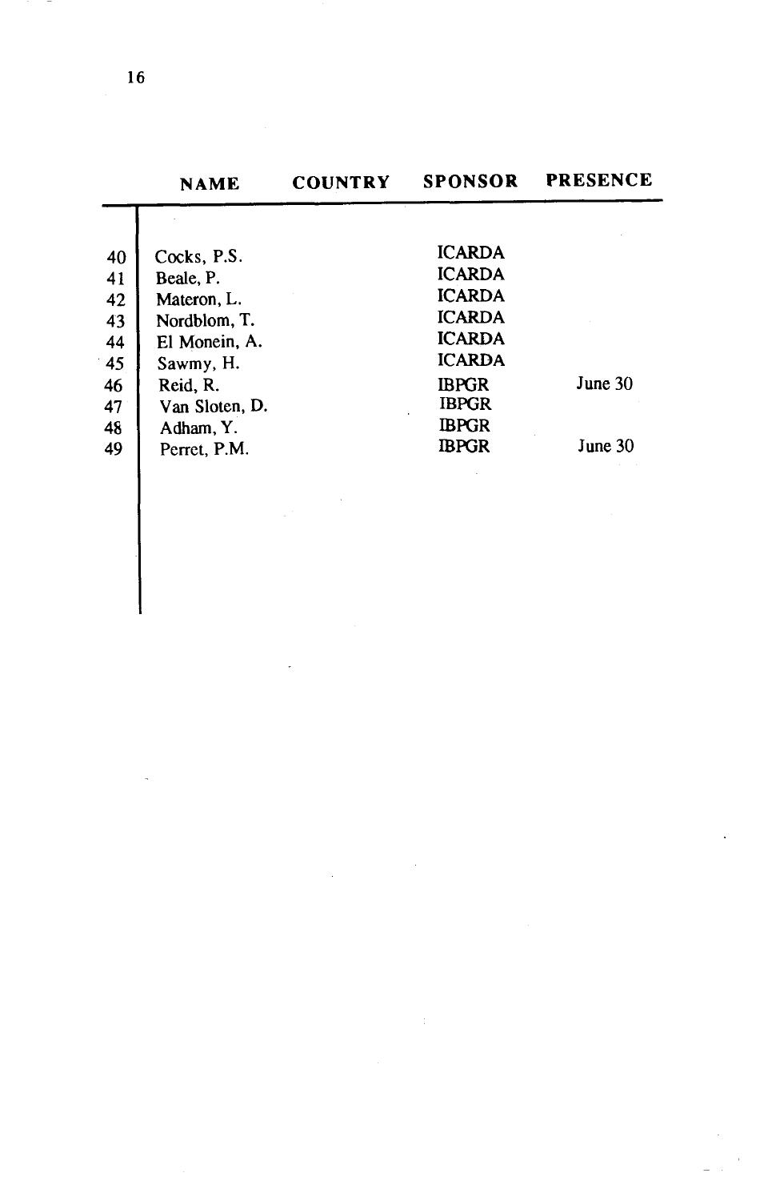| | NAME | COUNTRY | SPONSOR | PRESENCE |
|---|---|---|---|---|
| 40 | Cocks, P.S. | | ICARDA | |
| 41 | Beale, P. | | ICARDA | |
| 42 | Materon, L. | | ICARDA | |
| 43 | Nordblom, T. | | ICARDA | |
| 44 | El Monein, A. | | ICARDA | |
| 45 | Sawmy, H. | | ICARDA | |
| 46 | Reid, R. | | IBPGR | June 30 |
| 47 | Van Sloten, D. | | IBPGR | |
| 48 | Adham, Y. | | IBPGR | |
| 49 | Perret, P.M. | | IBPGR | June 30 |